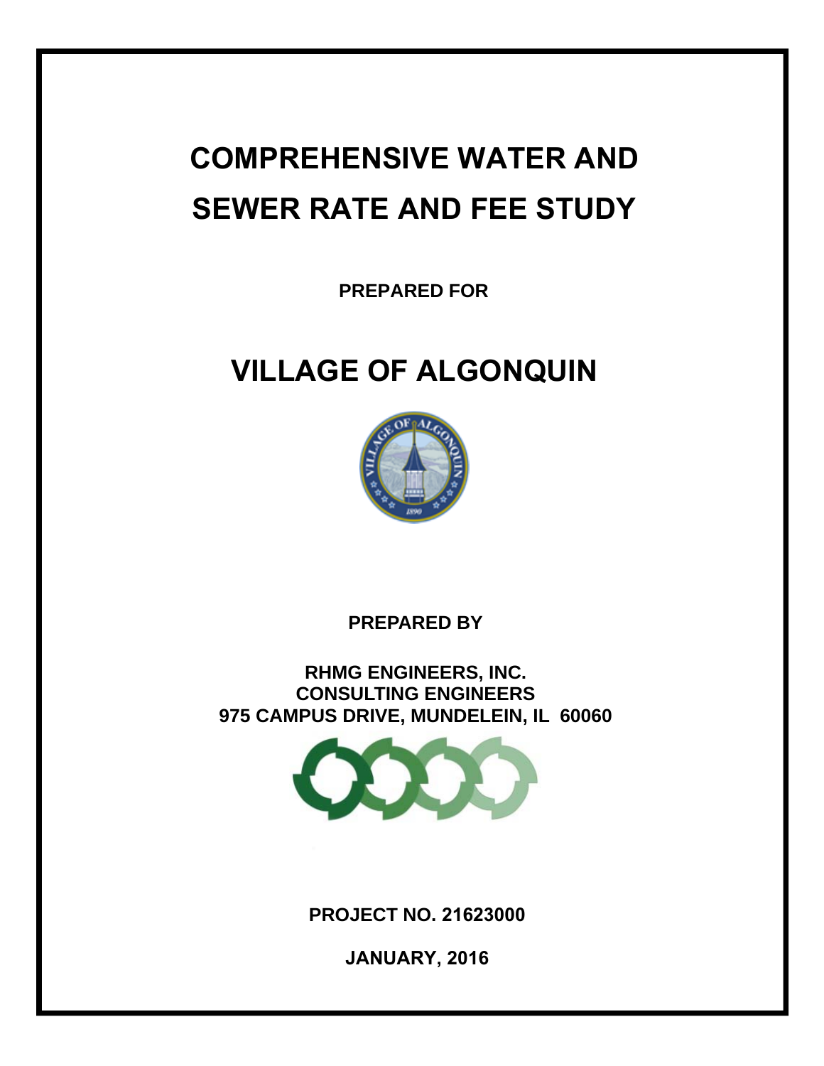# COMPREHENSIVE WATER AND SEWER RATE AND FEE STUDY

**PREPARED FOR**

# VILLAGE OF ALGONQUIN

**PREPARED BY**

**RHMG ENGINEERS, INC.**
**CONSULTING ENGINEERS**
**975 CAMPUS DRIVE, MUNDELEIN, IL 60060**

**PROJECT NO. 21623000**

**JANUARY, 2016**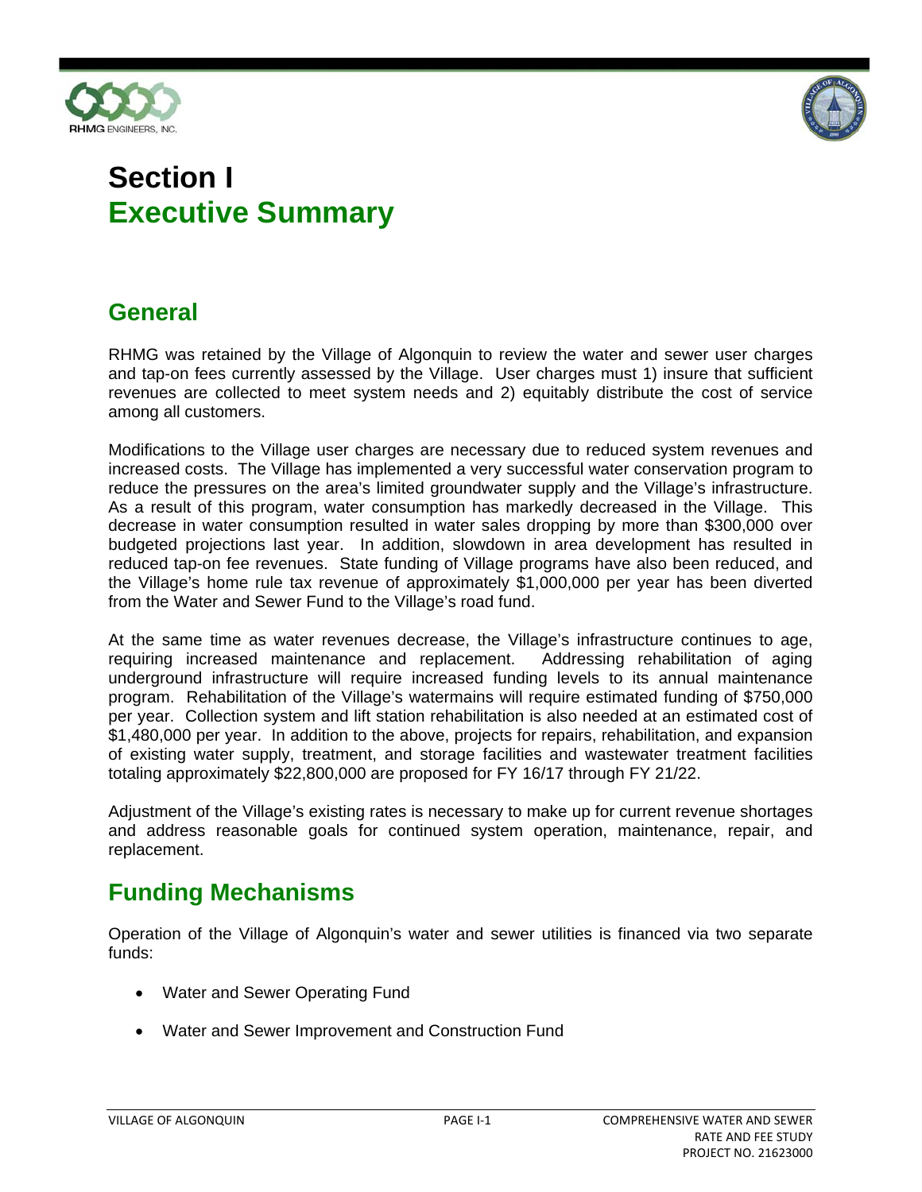# Section I
# Executive Summary

## General

RHMG was retained by the Village of Algonquin to review the water and sewer user charges and tap-on fees currently assessed by the Village. User charges must 1) insure that sufficient revenues are collected to meet system needs and 2) equitably distribute the cost of service among all customers.

Modifications to the Village user charges are necessary due to reduced system revenues and increased costs. The Village has implemented a very successful water conservation program to reduce the pressures on the area's limited groundwater supply and the Village's infrastructure. As a result of this program, water consumption has markedly decreased in the Village. This decrease in water consumption resulted in water sales dropping by more than $300,000 over budgeted projections last year. In addition, slowdown in area development has resulted in reduced tap-on fee revenues. State funding of Village programs have also been reduced, and the Village's home rule tax revenue of approximately $1,000,000 per year has been diverted from the Water and Sewer Fund to the Village's road fund.

At the same time as water revenues decrease, the Village's infrastructure continues to age, requiring increased maintenance and replacement. Addressing rehabilitation of aging underground infrastructure will require increased funding levels to its annual maintenance program. Rehabilitation of the Village's watermains will require estimated funding of $750,000 per year. Collection system and lift station rehabilitation is also needed at an estimated cost of $1,480,000 per year. In addition to the above, projects for repairs, rehabilitation, and expansion of existing water supply, treatment, and storage facilities and wastewater treatment facilities totaling approximately $22,800,000 are proposed for FY 16/17 through FY 21/22.

Adjustment of the Village's existing rates is necessary to make up for current revenue shortages and address reasonable goals for continued system operation, maintenance, repair, and replacement.

## Funding Mechanisms

Operation of the Village of Algonquin's water and sewer utilities is financed via two separate funds:

- Water and Sewer Operating Fund
- Water and Sewer Improvement and Construction Fund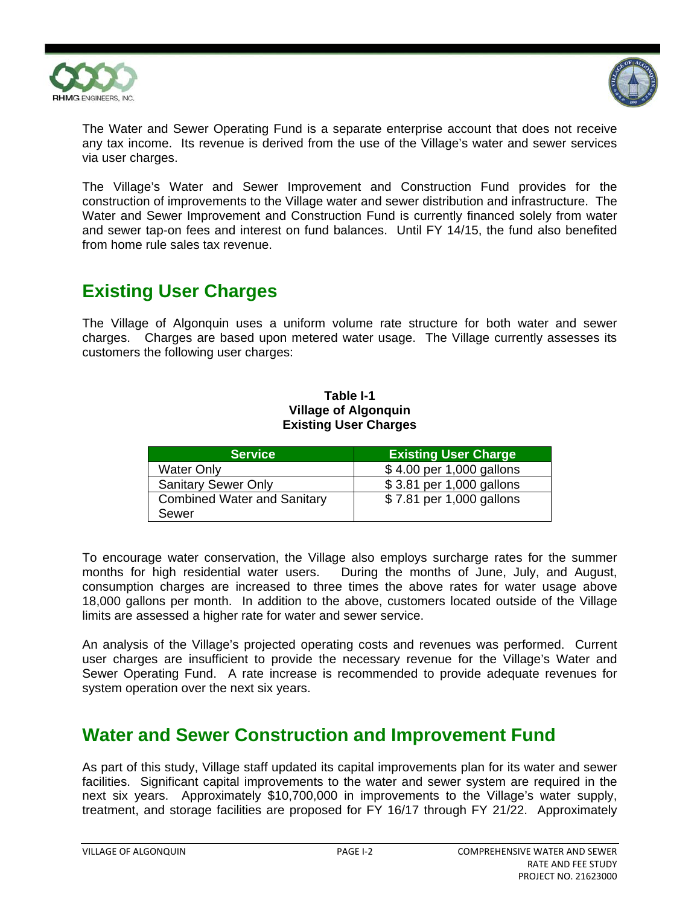The Water and Sewer Operating Fund is a separate enterprise account that does not receive any tax income. Its revenue is derived from the use of the Village's water and sewer services via user charges.

The Village's Water and Sewer Improvement and Construction Fund provides for the construction of improvements to the Village water and sewer distribution and infrastructure. The Water and Sewer Improvement and Construction Fund is currently financed solely from water and sewer tap-on fees and interest on fund balances. Until FY 14/15, the fund also benefited from home rule sales tax revenue.

## Existing User Charges

The Village of Algonquin uses a uniform volume rate structure for both water and sewer charges. Charges are based upon metered water usage. The Village currently assesses its customers the following user charges:

**Table I-1**
**Village of Algonquin**
**Existing User Charges**

| Service | Existing User Charge |
|---|---|
| Water Only | $ 4.00 per 1,000 gallons |
| Sanitary Sewer Only | $ 3.81 per 1,000 gallons |
| Combined Water and Sanitary Sewer | $ 7.81 per 1,000 gallons |

To encourage water conservation, the Village also employs surcharge rates for the summer months for high residential water users. During the months of June, July, and August, consumption charges are increased to three times the above rates for water usage above 18,000 gallons per month. In addition to the above, customers located outside of the Village limits are assessed a higher rate for water and sewer service.

An analysis of the Village's projected operating costs and revenues was performed. Current user charges are insufficient to provide the necessary revenue for the Village's Water and Sewer Operating Fund. A rate increase is recommended to provide adequate revenues for system operation over the next six years.

## Water and Sewer Construction and Improvement Fund

As part of this study, Village staff updated its capital improvements plan for its water and sewer facilities. Significant capital improvements to the water and sewer system are required in the next six years. Approximately $10,700,000 in improvements to the Village's water supply, treatment, and storage facilities are proposed for FY 16/17 through FY 21/22. Approximately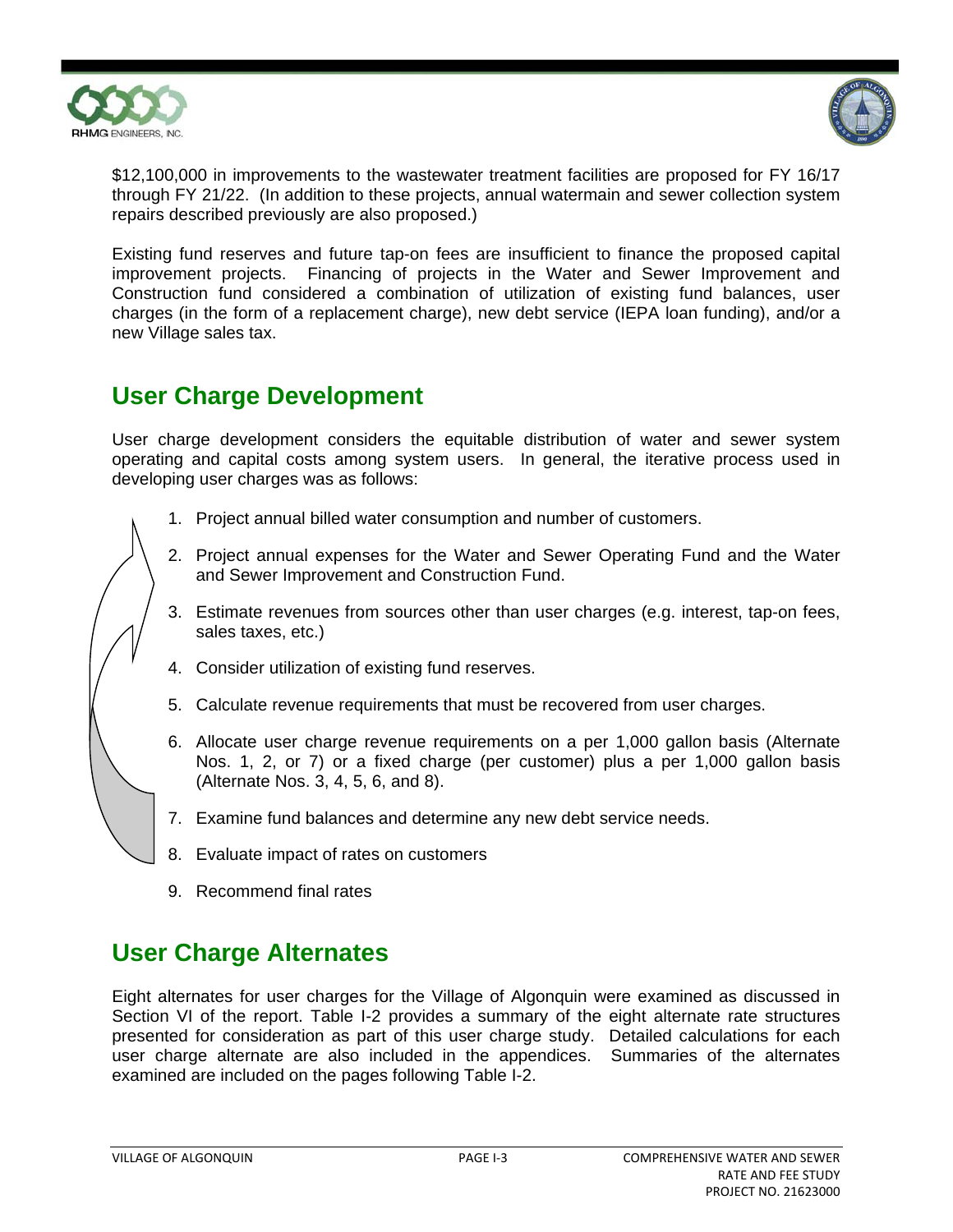$12,100,000 in improvements to the wastewater treatment facilities are proposed for FY 16/17 through FY 21/22. (In addition to these projects, annual watermain and sewer collection system repairs described previously are also proposed.)

Existing fund reserves and future tap-on fees are insufficient to finance the proposed capital improvement projects. Financing of projects in the Water and Sewer Improvement and Construction fund considered a combination of utilization of existing fund balances, user charges (in the form of a replacement charge), new debt service (IEPA loan funding), and/or a new Village sales tax.

## User Charge Development

User charge development considers the equitable distribution of water and sewer system operating and capital costs among system users. In general, the iterative process used in developing user charges was as follows:

1. Project annual billed water consumption and number of customers.
2. Project annual expenses for the Water and Sewer Operating Fund and the Water and Sewer Improvement and Construction Fund.
3. Estimate revenues from sources other than user charges (e.g. interest, tap-on fees, sales taxes, etc.)
4. Consider utilization of existing fund reserves.
5. Calculate revenue requirements that must be recovered from user charges.
6. Allocate user charge revenue requirements on a per 1,000 gallon basis (Alternate Nos. 1, 2, or 7) or a fixed charge (per customer) plus a per 1,000 gallon basis (Alternate Nos. 3, 4, 5, 6, and 8).
7. Examine fund balances and determine any new debt service needs.
8. Evaluate impact of rates on customers
9. Recommend final rates

## User Charge Alternates

Eight alternates for user charges for the Village of Algonquin were examined as discussed in Section VI of the report. Table I-2 provides a summary of the eight alternate rate structures presented for consideration as part of this user charge study. Detailed calculations for each user charge alternate are also included in the appendices. Summaries of the alternates examined are included on the pages following Table I-2.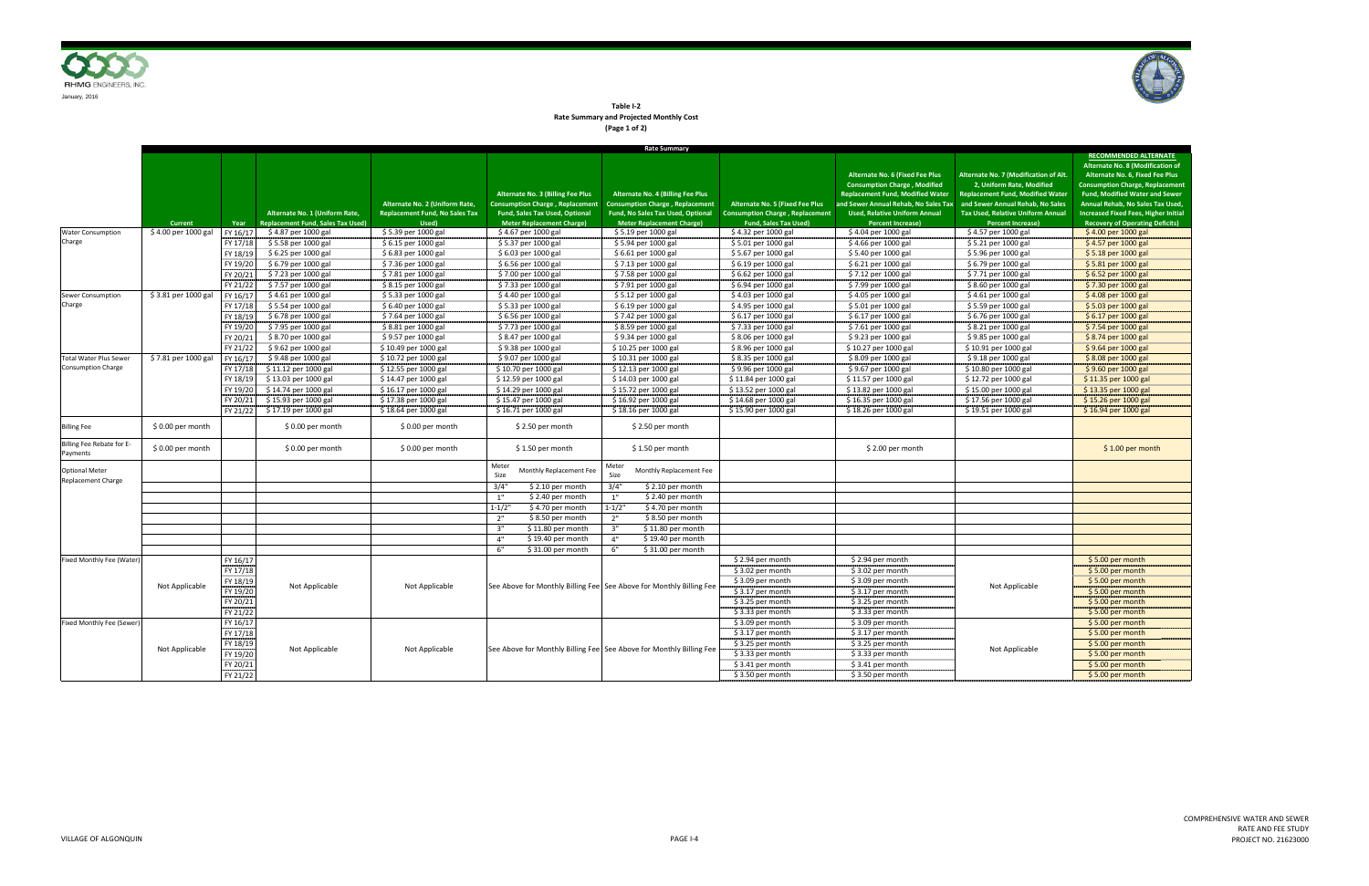January, 2016

**Table I-2**
**Rate Summary and Projected Monthly Cost**
**(Page 1 of 2)**

| | | | Rate Summary | | | | | | | | |
|---|---|---|---|---|---|---|---|---|---|---|---|
| | Current | Year | Alternate No. 1 (Uniform Rate, Replacement Fund, Sales Tax Used) | Alternate No. 2 (Uniform Rate, Replacement Fund, No Sales Tax Used) | Alternate No. 3 (Billing Fee Plus Consumption Charge , Replacement Fund, Sales Tax Used, Optional Meter Replacement Charge) | Alternate No. 4 (Billing Fee Plus Consumption Charge , Replacement Fund, No Sales Tax Used, Optional Meter Replacement Charge) | Alternate No. 5 (Fixed Fee Plus Consumption Charge , Replacement Fund, Sales Tax Used) | Alternate No. 6 (Fixed Fee Plus Consumption Charge , Modified Replacement Fund, Modified Water and Sewer Annual Rehab, No Sales Tax Used, Relative Uniform Annual Percent Increase) | Alternate No. 7 (Modification of Alt. 2, Uniform Rate, Modified Replacement Fund, Modified Water and Sewer Annual Rehab, No Sales Tax Used, Relative Uniform Annual Percent Increase) | RECOMMENDED ALTERNATE Alternate No. 8 (Modification of Alternate No. 6, Fixed Fee Plus Consumption Charge, Replacement Fund, Modified Water and Sewer Annual Rehab, No Sales Tax Used, Increased Fixed Fees, Higher Initial Recovery of Operating Deficits) |
| Water Consumption Charge | $ 4.00 per 1000 gal | FY 16/17 | $ 4.87 per 1000 gal | $ 5.39 per 1000 gal | $ 4.67 per 1000 gal | $ 5.19 per 1000 gal | $ 4.32 per 1000 gal | $ 4.04 per 1000 gal | $ 4.57 per 1000 gal | $ 4.00 per 1000 gal |
| | | FY 17/18 | $ 5.58 per 1000 gal | $ 6.15 per 1000 gal | $ 5.37 per 1000 gal | $ 5.94 per 1000 gal | $ 5.01 per 1000 gal | $ 4.66 per 1000 gal | $ 5.21 per 1000 gal | $ 4.57 per 1000 gal |
| | | FY 18/19 | $ 6.25 per 1000 gal | $ 6.83 per 1000 gal | $ 6.03 per 1000 gal | $ 6.61 per 1000 gal | $ 5.67 per 1000 gal | $ 5.40 per 1000 gal | $ 5.96 per 1000 gal | $ 5.18 per 1000 gal |
| | | FY 19/20 | $ 6.79 per 1000 gal | $ 7.36 per 1000 gal | $ 6.56 per 1000 gal | $ 7.13 per 1000 gal | $ 6.19 per 1000 gal | $ 6.21 per 1000 gal | $ 6.79 per 1000 gal | $ 5.81 per 1000 gal |
| | | FY 20/21 | $ 7.23 per 1000 gal | $ 7.81 per 1000 gal | $ 7.00 per 1000 gal | $ 7.58 per 1000 gal | $ 6.62 per 1000 gal | $ 7.12 per 1000 gal | $ 7.71 per 1000 gal | $ 6.52 per 1000 gal |
| | | FY 21/22 | $ 7.57 per 1000 gal | $ 8.15 per 1000 gal | $ 7.33 per 1000 gal | $ 7.91 per 1000 gal | $ 6.94 per 1000 gal | $ 7.99 per 1000 gal | $ 8.60 per 1000 gal | $ 7.30 per 1000 gal |
| Sewer Consumption Charge | $ 3.81 per 1000 gal | FY 16/17 | $ 4.61 per 1000 gal | $ 5.33 per 1000 gal | $ 4.40 per 1000 gal | $ 5.12 per 1000 gal | $ 4.03 per 1000 gal | $ 4.05 per 1000 gal | $ 4.61 per 1000 gal | $ 4.08 per 1000 gal |
| | | FY 17/18 | $ 5.54 per 1000 gal | $ 6.40 per 1000 gal | $ 5.33 per 1000 gal | $ 6.19 per 1000 gal | $ 4.95 per 1000 gal | $ 5.01 per 1000 gal | $ 5.59 per 1000 gal | $ 5.03 per 1000 gal |
| | | FY 18/19 | $ 6.78 per 1000 gal | $ 7.64 per 1000 gal | $ 6.56 per 1000 gal | $ 7.42 per 1000 gal | $ 6.17 per 1000 gal | $ 6.17 per 1000 gal | $ 6.76 per 1000 gal | $ 6.17 per 1000 gal |
| | | FY 19/20 | $ 7.95 per 1000 gal | $ 8.81 per 1000 gal | $ 7.73 per 1000 gal | $ 8.59 per 1000 gal | $ 7.33 per 1000 gal | $ 7.61 per 1000 gal | $ 8.21 per 1000 gal | $ 7.54 per 1000 gal |
| | | FY 20/21 | $ 8.70 per 1000 gal | $ 9.57 per 1000 gal | $ 8.47 per 1000 gal | $ 9.34 per 1000 gal | $ 8.06 per 1000 gal | $ 9.23 per 1000 gal | $ 9.85 per 1000 gal | $ 8.74 per 1000 gal |
| | | FY 21/22 | $ 9.62 per 1000 gal | $ 10.49 per 1000 gal | $ 9.38 per 1000 gal | $ 10.25 per 1000 gal | $ 8.96 per 1000 gal | $ 10.27 per 1000 gal | $ 10.91 per 1000 gal | $ 9.64 per 1000 gal |
| Total Water Plus Sewer Consumption Charge | $ 7.81 per 1000 gal | FY 16/17 | $ 9.48 per 1000 gal | $ 10.72 per 1000 gal | $ 9.07 per 1000 gal | $ 10.31 per 1000 gal | $ 8.35 per 1000 gal | $ 8.09 per 1000 gal | $ 9.18 per 1000 gal | $ 8.08 per 1000 gal |
| | | FY 17/18 | $ 11.12 per 1000 gal | $ 12.55 per 1000 gal | $ 10.70 per 1000 gal | $ 12.13 per 1000 gal | $ 9.96 per 1000 gal | $ 9.67 per 1000 gal | $ 10.80 per 1000 gal | $ 9.60 per 1000 gal |
| | | FY 18/19 | $ 13.03 per 1000 gal | $ 14.47 per 1000 gal | $ 12.59 per 1000 gal | $ 14.03 per 1000 gal | $ 11.84 per 1000 gal | $ 11.57 per 1000 gal | $ 12.72 per 1000 gal | $ 11.35 per 1000 gal |
| | | FY 19/20 | $ 14.74 per 1000 gal | $ 16.17 per 1000 gal | $ 14.29 per 1000 gal | $ 15.72 per 1000 gal | $ 13.52 per 1000 gal | $ 13.82 per 1000 gal | $ 15.00 per 1000 gal | $ 13.35 per 1000 gal |
| | | FY 20/21 | $ 15.93 per 1000 gal | $ 17.38 per 1000 gal | $ 15.47 per 1000 gal | $ 16.92 per 1000 gal | $ 14.68 per 1000 gal | $ 16.35 per 1000 gal | $ 17.56 per 1000 gal | $ 15.26 per 1000 gal |
| | | FY 21/22 | $ 17.19 per 1000 gal | $ 18.64 per 1000 gal | $ 16.71 per 1000 gal | $ 18.16 per 1000 gal | $ 15.90 per 1000 gal | $ 18.26 per 1000 gal | $ 19.51 per 1000 gal | $ 16.94 per 1000 gal |
| Billing Fee | $ 0.00 per month | | $ 0.00 per month | $ 0.00 per month | $ 2.50 per month | $ 2.50 per month | | | | |
| Billing Fee Rebate for E-Payments | $ 0.00 per month | | $ 0.00 per month | $ 0.00 per month | $ 1.50 per month | $ 1.50 per month | | $ 2.00 per month | | $ 1.00 per month |
| Optional Meter Replacement Charge | | | | | Meter Size / Monthly Replacement Fee | Meter Size / Monthly Replacement Fee | | | | |
| | | | | | 3/4" $ 2.10 per month | 3/4" $ 2.10 per month | | | | |
| | | | | | 1" $ 2.40 per month | 1" $ 2.40 per month | | | | |
| | | | | | 1-1/2" $ 4.70 per month | 1-1/2" $ 4.70 per month | | | | |
| | | | | | 2" $ 8.50 per month | 2" $ 8.50 per month | | | | |
| | | | | | 3" $ 11.80 per month | 3" $ 11.80 per month | | | | |
| | | | | | 4" $ 19.40 per month | 4" $ 19.40 per month | | | | |
| | | | | | 6" $ 31.00 per month | 6" $ 31.00 per month | | | | |
| Fixed Monthly Fee (Water) | Not Applicable | FY 16/17 | Not Applicable | Not Applicable | See Above for Monthly Billing Fee | See Above for Monthly Billing Fee | $ 2.94 per month | $ 2.94 per month | Not Applicable | $ 5.00 per month |
| | | FY 17/18 | | | | | $ 3.02 per month | $ 3.02 per month | | $ 5.00 per month |
| | | FY 18/19 | | | | | $ 3.09 per month | $ 3.09 per month | | $ 5.00 per month |
| | | FY 19/20 | | | | | $ 3.17 per month | $ 3.17 per month | | $ 5.00 per month |
| | | FY 20/21 | | | | | $ 3.25 per month | $ 3.25 per month | | $ 5.00 per month |
| | | FY 21/22 | | | | | $ 3.33 per month | $ 3.33 per month | | $ 5.00 per month |
| Fixed Monthly Fee (Sewer) | Not Applicable | FY 16/17 | Not Applicable | Not Applicable | See Above for Monthly Billing Fee | See Above for Monthly Billing Fee | $ 3.09 per month | $ 3.09 per month | Not Applicable | $ 5.00 per month |
| | | FY 17/18 | | | | | $ 3.17 per month | $ 3.17 per month | | $ 5.00 per month |
| | | FY 18/19 | | | | | $ 3.25 per month | $ 3.25 per month | | $ 5.00 per month |
| | | FY 19/20 | | | | | $ 3.33 per month | $ 3.33 per month | | $ 5.00 per month |
| | | FY 20/21 | | | | | $ 3.41 per month | $ 3.41 per month | | $ 5.00 per month |
| | | FY 21/22 | | | | | $ 3.50 per month | $ 3.50 per month | | $ 5.00 per month |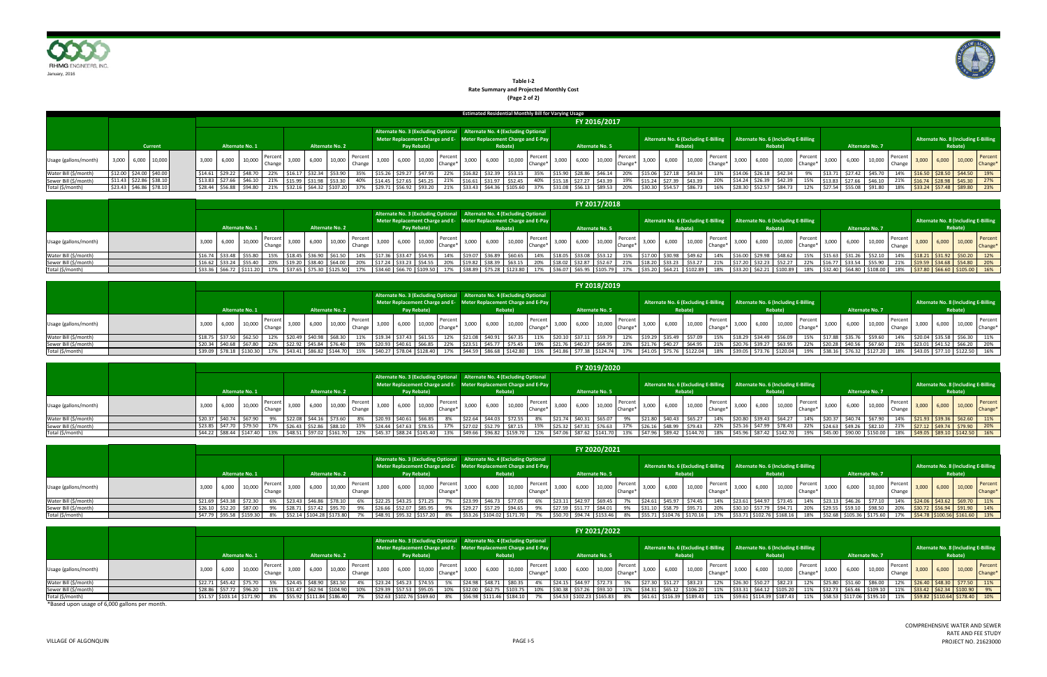**Table I-2**
**Rate Summary and Projected Monthly Cost**
**(Page 2 of 2)**

**Estimated Residential Monthly Bill for Varying Usage**

**FY 2016/2017**

| | Current | | | Alternate No. 1 | | | | Alternate No. 2 | | | | Alternate No. 3 (Excluding Optional Meter Replacement Charge and E-Pay Rebate) | | | | Alternate No. 4 (Excluding Optional Meter Replacement Charge and E-Pay Rebate) | | | | Alternate No. 5 | | | | Alternate No. 6 (Excluding E-Billing Rebate) | | | | Alternate No. 6 (Including E-Billing Rebate) | | | | Alternate No. 7 | | | | Alternate No. 8 (Including E-Billing Rebate) | | | |
|---|---|---|---|---|---|---|---|---|---|---|---|---|---|---|---|---|---|---|---|---|---|---|---|---|---|---|---|---|---|---|---|---|---|---|---|---|---|---|---|
| Usage (gallons/month) | 3,000 | 6,000 | 10,000 | 3,000 | 6,000 | 10,000 | Percent Change | 3,000 | 6,000 | 10,000 | Percent Change | 3,000 | 6,000 | 10,000 | Percent Change* | 3,000 | 6,000 | 10,000 | Percent Change* | 3,000 | 6,000 | 10,000 | Percent Change* | 3,000 | 6,000 | 10,000 | Percent Change* | 3,000 | 6,000 | 10,000 | Percent Change* | 3,000 | 6,000 | 10,000 | Percent Change | 3,000 | 6,000 | 10,000 | Percent Change* |
| Water Bill ($/month) | $12.00 | $24.00 | $40.00 | $14.61 | $29.22 | $48.70 | 22% | $16.17 | $32.34 | $53.90 | 35% | $15.26 | $29.27 | $47.95 | 22% | $16.82 | $32.39 | $53.15 | 35% | $15.90 | $28.86 | $46.14 | 20% | $15.06 | $27.18 | $43.34 | 13% | $14.06 | $26.18 | $42.34 | 9% | $13.71 | $27.42 | $45.70 | 14% | $16.50 | $28.50 | $44.50 | 19% |
| Sewer Bill ($/month) | $11.43 | $22.86 | $38.10 | $13.83 | $27.66 | $46.10 | 21% | $15.99 | $31.98 | $53.30 | 40% | $14.45 | $27.65 | $45.25 | 21% | $16.61 | $31.97 | $52.45 | 40% | $15.18 | $27.27 | $43.39 | 19% | $15.24 | $27.39 | $43.39 | 20% | $14.24 | $26.39 | $42.39 | 15% | $13.83 | $27.66 | $46.10 | 21% | $16.74 | $28.98 | $45.30 | 27% |
| Total ($/month) | $23.43 | $46.86 | $78.10 | $28.44 | $56.88 | $94.80 | 21% | $32.16 | $64.32 | $107.20 | 37% | $29.71 | $56.92 | $93.20 | 21% | $33.43 | $64.36 | $105.60 | 37% | $31.08 | $56.13 | $89.53 | 20% | $30.30 | $54.57 | $86.73 | 16% | $28.30 | $52.57 | $84.73 | 12% | $27.54 | $55.08 | $91.80 | 18% | $33.24 | $57.48 | $89.80 | 23% |

**FY 2017/2018**

| | Alternate No. 1 | | | | Alternate No. 2 | | | | Alternate No. 3 (Excluding Optional Meter Replacement Charge and E-Pay Rebate) | | | | Alternate No. 4 (Excluding Optional Meter Replacement Charge and E-Pay Rebate) | | | | Alternate No. 5 | | | | Alternate No. 6 (Excluding E-Billing Rebate) | | | | Alternate No. 6 (Including E-Billing Rebate) | | | | Alternate No. 7 | | | | Alternate No. 8 (Including E-Billing Rebate) | | | |
|---|---|---|---|---|---|---|---|---|---|---|---|---|---|---|---|---|---|---|---|---|---|---|---|---|---|---|---|---|---|---|---|---|---|---|---|---|
| Usage (gallons/month) | 3,000 | 6,000 | 10,000 | Percent Change | 3,000 | 6,000 | 10,000 | Percent Change | 3,000 | 6,000 | 10,000 | Percent Change* | 3,000 | 6,000 | 10,000 | Percent Change* | 3,000 | 6,000 | 10,000 | Percent Change* | 3,000 | 6,000 | 10,000 | Percent Change* | 3,000 | 6,000 | 10,000 | Percent Change* | 3,000 | 6,000 | 10,000 | Percent Change | 3,000 | 6,000 | 10,000 | Percent Change* |
| Water Bill ($/month) | $16.74 | $33.48 | $55.80 | 15% | $18.45 | $36.90 | $61.50 | 14% | $17.36 | $33.47 | $54.95 | 14% | $19.07 | $36.89 | $60.65 | 14% | $18.05 | $33.08 | $53.12 | 15% | $17.00 | $30.98 | $49.62 | 14% | $16.00 | $29.98 | $48.62 | 15% | $15.63 | $31.26 | $52.10 | 14% | $18.21 | $31.92 | $50.20 | 12% |
| Sewer Bill ($/month) | $16.62 | $33.24 | $55.40 | 20% | $19.20 | $38.40 | $64.00 | 20% | $17.24 | $33.23 | $54.55 | 20% | $19.82 | $38.39 | $63.15 | 20% | $18.02 | $32.87 | $52.67 | 21% | $18.20 | $33.23 | $53.27 | 21% | $17.20 | $32.23 | $52.27 | 22% | $16.77 | $33.54 | $55.90 | 21% | $19.59 | $34.68 | $54.80 | 20% |
| Total ($/month) | $33.36 | $66.72 | $111.20 | 17% | $37.65 | $75.30 | $125.50 | 17% | $34.60 | $66.70 | $109.50 | 17% | $38.89 | $75.28 | $123.80 | 17% | $36.07 | $65.95 | $105.79 | 17% | $35.20 | $64.21 | $102.89 | 18% | $33.20 | $62.21 | $100.89 | 18% | $32.40 | $64.80 | $108.00 | 18% | $37.80 | $66.60 | $105.00 | 16% |

**FY 2018/2019**

| | Alternate No. 1 | | | | Alternate No. 2 | | | | Alternate No. 3 (Excluding Optional Meter Replacement Charge and E-Pay Rebate) | | | | Alternate No. 4 (Excluding Optional Meter Replacement Charge and E-Pay Rebate) | | | | Alternate No. 5 | | | | Alternate No. 6 (Excluding E-Billing Rebate) | | | | Alternate No. 6 (Including E-Billing Rebate) | | | | Alternate No. 7 | | | | Alternate No. 8 (Including E-Billing Rebate) | | | |
|---|---|---|---|---|---|---|---|---|---|---|---|---|---|---|---|---|---|---|---|---|---|---|---|---|---|---|---|---|---|---|---|---|---|---|---|---|
| Usage (gallons/month) | 3,000 | 6,000 | 10,000 | Percent Change | 3,000 | 6,000 | 10,000 | Percent Change | 3,000 | 6,000 | 10,000 | Percent Change* | 3,000 | 6,000 | 10,000 | Percent Change* | 3,000 | 6,000 | 10,000 | Percent Change* | 3,000 | 6,000 | 10,000 | Percent Change* | 3,000 | 6,000 | 10,000 | Percent Change* | 3,000 | 6,000 | 10,000 | Percent Change | 3,000 | 6,000 | 10,000 | Percent Change* |
| Water Bill ($/month) | $18.75 | $37.50 | $62.50 | 12% | $20.49 | $40.98 | $68.30 | 11% | $19.34 | $37.43 | $61.55 | 12% | $21.08 | $40.91 | $67.35 | 11% | $20.10 | $37.11 | $59.79 | 12% | $19.29 | $35.49 | $57.09 | 15% | $18.29 | $34.49 | $56.09 | 15% | $17.88 | $35.76 | $59.60 | 14% | $20.04 | $35.58 | $56.30 | 11% |
| Sewer Bill ($/month) | $20.34 | $40.68 | $67.80 | 22% | $22.92 | $45.84 | $76.40 | 19% | $20.93 | $40.61 | $66.85 | 22% | $23.51 | $45.77 | $75.45 | 19% | $21.76 | $40.27 | $64.95 | 23% | $21.76 | $40.27 | $64.95 | 21% | $20.76 | $39.27 | $63.95 | 22% | $20.28 | $40.56 | $67.60 | 21% | $23.01 | $41.52 | $66.20 | 20% |
| Total ($/month) | $39.09 | $78.18 | $130.30 | 17% | $43.41 | $86.82 | $144.70 | 15% | $40.27 | $78.04 | $128.40 | 17% | $44.59 | $86.68 | $142.80 | 15% | $41.86 | $77.38 | $124.74 | 17% | $41.05 | $75.76 | $122.04 | 18% | $39.05 | $73.76 | $120.04 | 19% | $38.16 | $76.32 | $127.20 | 18% | $43.05 | $77.10 | $122.50 | 16% |

**FY 2019/2020**

| | Alternate No. 1 | | | | Alternate No. 2 | | | | Alternate No. 3 (Excluding Optional Meter Replacement Charge and E-Pay Rebate) | | | | Alternate No. 4 (Excluding Optional Meter Replacement Charge and E-Pay Rebate) | | | | Alternate No. 5 | | | | Alternate No. 6 (Excluding E-Billing Rebate) | | | | Alternate No. 6 (Including E-Billing Rebate) | | | | Alternate No. 7 | | | | Alternate No. 8 (Including E-Billing Rebate) | | | |
|---|---|---|---|---|---|---|---|---|---|---|---|---|---|---|---|---|---|---|---|---|---|---|---|---|---|---|---|---|---|---|---|---|---|---|---|---|
| Usage (gallons/month) | 3,000 | 6,000 | 10,000 | Percent Change | 3,000 | 6,000 | 10,000 | Percent Change | 3,000 | 6,000 | 10,000 | Percent Change* | 3,000 | 6,000 | 10,000 | Percent Change* | 3,000 | 6,000 | 10,000 | Percent Change* | 3,000 | 6,000 | 10,000 | Percent Change* | 3,000 | 6,000 | 10,000 | Percent Change* | 3,000 | 6,000 | 10,000 | Percent Change | 3,000 | 6,000 | 10,000 | Percent Change* |
| Water Bill ($/month) | $20.37 | $40.74 | $67.90 | 9% | $22.08 | $44.16 | $73.60 | 8% | $20.93 | $40.61 | $66.85 | 8% | $22.64 | $44.03 | $72.55 | 8% | $21.74 | $40.31 | $65.07 | 9% | $21.80 | $40.43 | $65.27 | 14% | $20.80 | $39.43 | $64.27 | 14% | $20.37 | $40.74 | $67.90 | 14% | $21.93 | $39.36 | $62.60 | 11% |
| Sewer Bill ($/month) | $23.85 | $47.70 | $79.50 | 17% | $26.43 | $52.86 | $88.10 | 15% | $24.44 | $47.63 | $78.55 | 17% | $27.02 | $52.79 | $87.15 | 15% | $25.32 | $47.31 | $76.63 | 17% | $26.16 | $48.99 | $79.43 | 22% | $25.16 | $47.99 | $78.43 | 22% | $24.63 | $49.26 | $82.10 | 21% | $27.12 | $49.74 | $79.90 | 20% |
| Total ($/month) | $44.22 | $88.44 | $147.40 | 13% | $48.51 | $97.02 | $161.70 | 12% | $45.37 | $88.24 | $145.40 | 13% | $49.66 | $96.82 | $159.70 | 12% | $47.06 | $87.62 | $141.70 | 13% | $47.96 | $89.42 | $144.70 | 18% | $45.96 | $87.42 | $142.70 | 19% | $45.00 | $90.00 | $150.00 | 18% | $49.05 | $89.10 | $142.50 | 16% |

**FY 2020/2021**

| | Alternate No. 1 | | | | Alternate No. 2 | | | | Alternate No. 3 (Excluding Optional Meter Replacement Charge and E-Pay Rebate) | | | | Alternate No. 4 (Excluding Optional Meter Replacement Charge and E-Pay Rebate) | | | | Alternate No. 5 | | | | Alternate No. 6 (Excluding E-Billing Rebate) | | | | Alternate No. 6 (Including E-Billing Rebate) | | | | Alternate No. 7 | | | | Alternate No. 8 (Including E-Billing Rebate) | | | |
|---|---|---|---|---|---|---|---|---|---|---|---|---|---|---|---|---|---|---|---|---|---|---|---|---|---|---|---|---|---|---|---|---|---|---|---|---|
| Usage (gallons/month) | 3,000 | 6,000 | 10,000 | Percent Change | 3,000 | 6,000 | 10,000 | Percent Change | 3,000 | 6,000 | 10,000 | Percent Change* | 3,000 | 6,000 | 10,000 | Percent Change* | 3,000 | 6,000 | 10,000 | Percent Change* | 3,000 | 6,000 | 10,000 | Percent Change* | 3,000 | 6,000 | 10,000 | Percent Change* | 3,000 | 6,000 | 10,000 | Percent Change | 3,000 | 6,000 | 10,000 | Percent Change* |
| Water Bill ($/month) | $21.69 | $43.38 | $72.30 | 6% | $23.43 | $46.86 | $78.10 | 6% | $22.25 | $43.25 | $71.25 | 7% | $23.99 | $46.73 | $77.05 | 6% | $23.11 | $42.97 | $69.45 | 7% | $24.61 | $45.97 | $74.45 | 14% | $23.61 | $44.97 | $73.45 | 14% | $23.13 | $46.26 | $77.10 | 14% | $24.06 | $43.62 | $69.70 | 11% |
| Sewer Bill ($/month) | $26.10 | $52.20 | $87.00 | 9% | $28.71 | $57.42 | $95.70 | 9% | $26.66 | $52.07 | $85.95 | 9% | $29.27 | $57.29 | $94.65 | 9% | $27.59 | $51.77 | $84.01 | 9% | $31.10 | $58.79 | $95.71 | 20% | $30.10 | $57.79 | $94.71 | 20% | $29.55 | $59.10 | $98.50 | 20% | $30.72 | $56.94 | $91.90 | 14% |
| Total ($/month) | $47.79 | $95.58 | $159.30 | 8% | $52.14 | $104.28 | $173.80 | 7% | $48.91 | $95.32 | $157.20 | 8% | $53.26 | $104.02 | $171.70 | 7% | $50.70 | $94.74 | $153.46 | 8% | $55.71 | $104.76 | $170.16 | 17% | $53.71 | $102.76 | $168.16 | 18% | $52.68 | $105.36 | $175.60 | 17% | $54.78 | $100.56 | $161.60 | 13% |

**FY 2021/2022**

| | Alternate No. 1 | | | | Alternate No. 2 | | | | Alternate No. 3 (Excluding Optional Meter Replacement Charge and E-Pay Rebate) | | | | Alternate No. 4 (Excluding Optional Meter Replacement Charge and E-Pay Rebate) | | | | Alternate No. 5 | | | | Alternate No. 6 (Excluding E-Billing Rebate) | | | | Alternate No. 6 (Including E-Billing Rebate) | | | | Alternate No. 7 | | | | Alternate No. 8 (Including E-Billing Rebate) | | | |
|---|---|---|---|---|---|---|---|---|---|---|---|---|---|---|---|---|---|---|---|---|---|---|---|---|---|---|---|---|---|---|---|---|---|---|---|---|
| Usage (gallons/month) | 3,000 | 6,000 | 10,000 | Percent Change | 3,000 | 6,000 | 10,000 | Percent Change | 3,000 | 6,000 | 10,000 | Percent Change* | 3,000 | 6,000 | 10,000 | Percent Change* | 3,000 | 6,000 | 10,000 | Percent Change* | 3,000 | 6,000 | 10,000 | Percent Change* | 3,000 | 6,000 | 10,000 | Percent Change* | 3,000 | 6,000 | 10,000 | Percent Change | 3,000 | 6,000 | 10,000 | Percent Change* |
| Water Bill ($/month) | $22.71 | $45.42 | $75.70 | 5% | $24.45 | $48.90 | $81.50 | 4% | $23.24 | $45.23 | $74.55 | 5% | $24.98 | $48.71 | $80.35 | 4% | $24.15 | $44.97 | $72.73 | 5% | $27.30 | $51.27 | $83.23 | 12% | $26.30 | $50.27 | $82.23 | 12% | $25.80 | $51.60 | $86.00 | 12% | $26.40 | $48.30 | $77.50 | 11% |
| Sewer Bill ($/month) | $28.86 | $57.72 | $96.20 | 11% | $31.47 | $62.94 | $104.90 | 10% | $29.39 | $57.53 | $95.05 | 10% | $32.00 | $62.75 | $103.75 | 10% | $30.38 | $57.26 | $93.10 | 11% | $34.31 | $65.12 | $106.20 | 11% | $33.31 | $64.12 | $105.20 | 11% | $32.73 | $65.46 | $109.10 | 11% | $33.42 | $62.34 | $100.90 | 9% |
| Total ($/month) | $51.57 | $103.14 | $171.90 | 8% | $55.92 | $111.84 | $186.40 | 7% | $52.63 | $102.76 | $169.60 | 8% | $56.98 | $111.46 | $184.10 | 7% | $54.53 | $102.23 | $165.83 | 8% | $61.61 | $116.39 | $189.43 | 11% | $59.61 | $114.39 | $187.43 | 11% | $58.53 | $117.06 | $195.10 | 11% | $59.82 | $110.64 | $178.40 | 10% |

*Based upon usage of 6,000 gallons per month.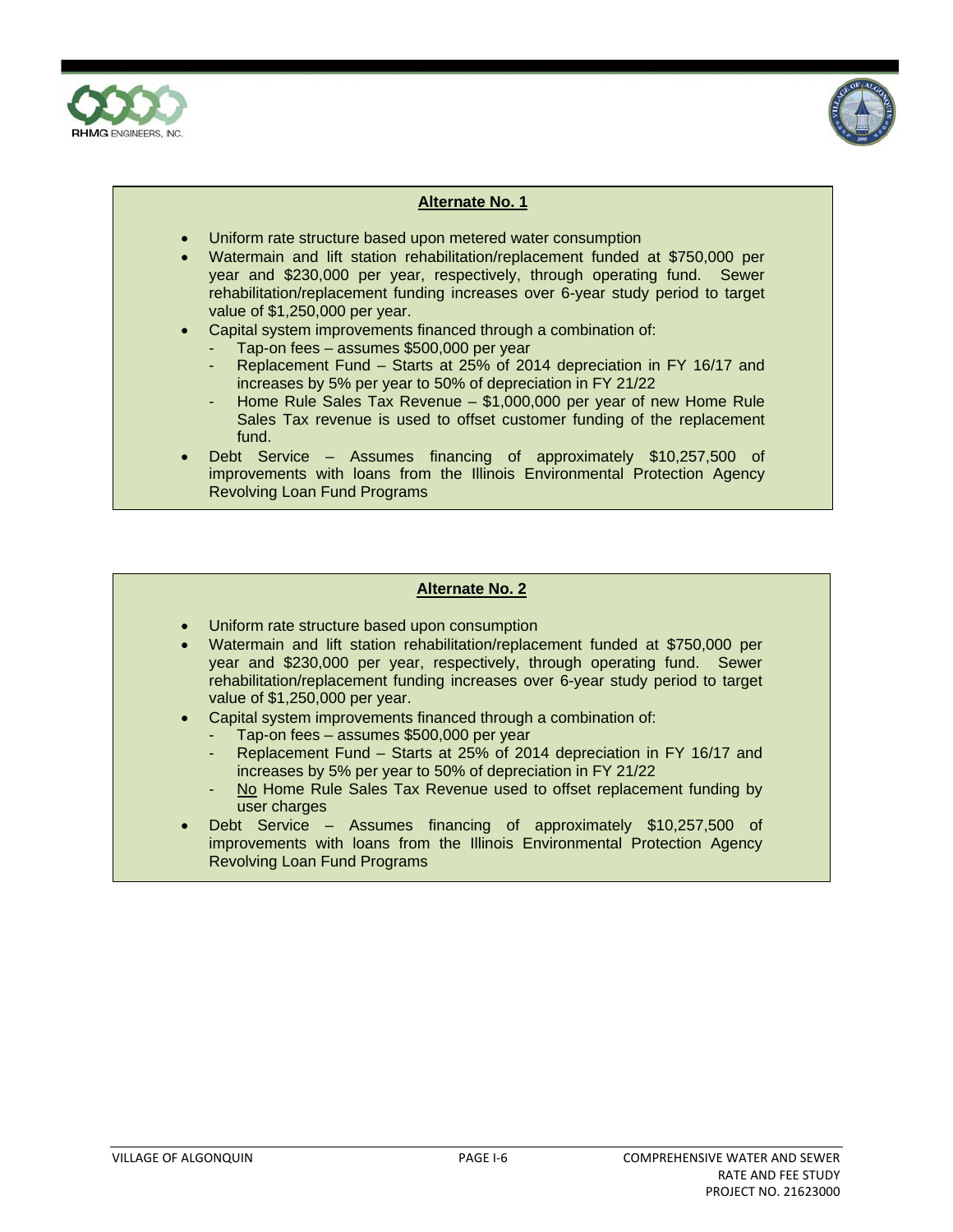**Alternate No. 1**

- Uniform rate structure based upon metered water consumption
- Watermain and lift station rehabilitation/replacement funded at $750,000 per year and $230,000 per year, respectively, through operating fund. Sewer rehabilitation/replacement funding increases over 6-year study period to target value of $1,250,000 per year.
- Capital system improvements financed through a combination of:
  - Tap-on fees – assumes $500,000 per year
  - Replacement Fund – Starts at 25% of 2014 depreciation in FY 16/17 and increases by 5% per year to 50% of depreciation in FY 21/22
  - Home Rule Sales Tax Revenue – $1,000,000 per year of new Home Rule Sales Tax revenue is used to offset customer funding of the replacement fund.
- Debt Service – Assumes financing of approximately $10,257,500 of improvements with loans from the Illinois Environmental Protection Agency Revolving Loan Fund Programs

**Alternate No. 2**

- Uniform rate structure based upon consumption
- Watermain and lift station rehabilitation/replacement funded at $750,000 per year and $230,000 per year, respectively, through operating fund. Sewer rehabilitation/replacement funding increases over 6-year study period to target value of $1,250,000 per year.
- Capital system improvements financed through a combination of:
  - Tap-on fees – assumes $500,000 per year
  - Replacement Fund – Starts at 25% of 2014 depreciation in FY 16/17 and increases by 5% per year to 50% of depreciation in FY 21/22
  - No Home Rule Sales Tax Revenue used to offset replacement funding by user charges
- Debt Service – Assumes financing of approximately $10,257,500 of improvements with loans from the Illinois Environmental Protection Agency Revolving Loan Fund Programs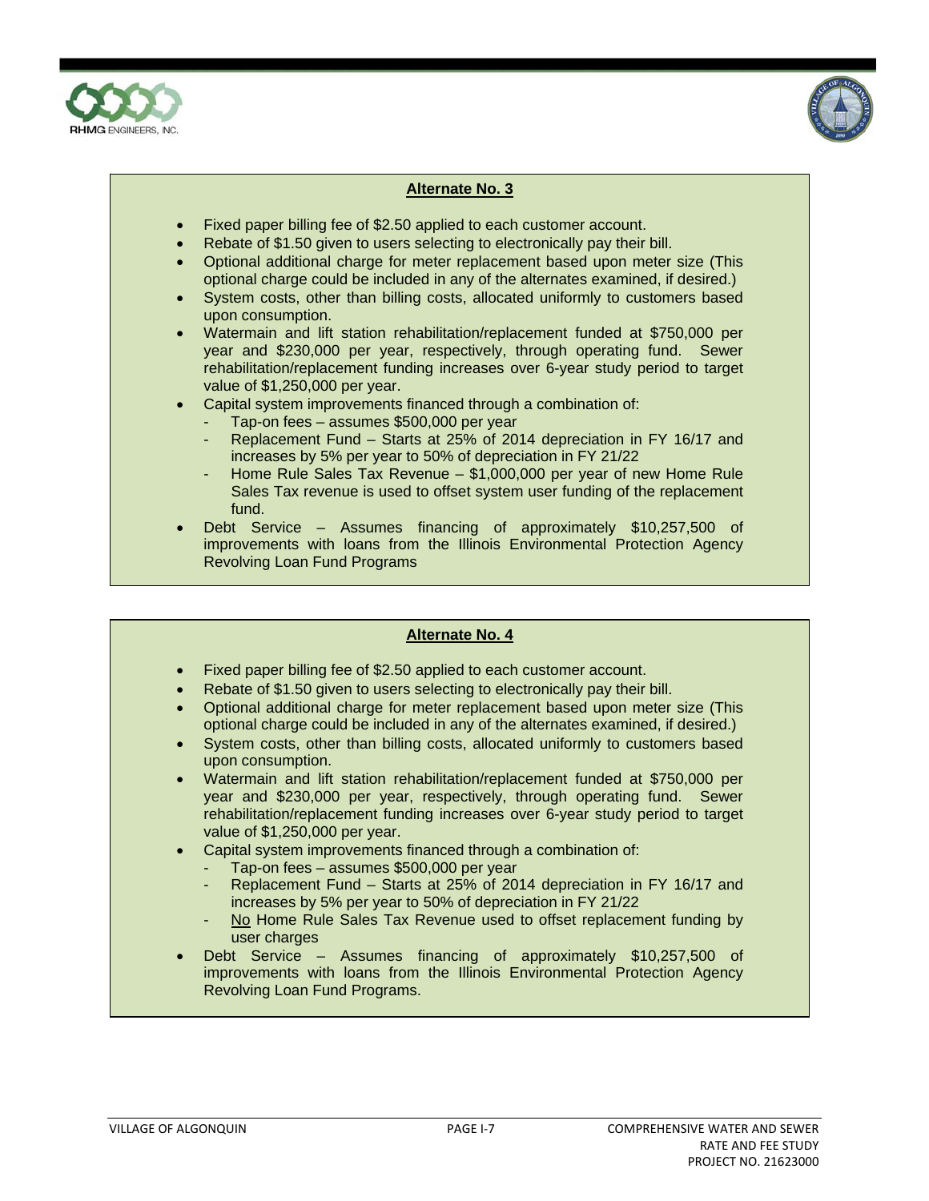**Alternate No. 3**

- Fixed paper billing fee of $2.50 applied to each customer account.
- Rebate of $1.50 given to users selecting to electronically pay their bill.
- Optional additional charge for meter replacement based upon meter size (This optional charge could be included in any of the alternates examined, if desired.)
- System costs, other than billing costs, allocated uniformly to customers based upon consumption.
- Watermain and lift station rehabilitation/replacement funded at $750,000 per year and $230,000 per year, respectively, through operating fund. Sewer rehabilitation/replacement funding increases over 6-year study period to target value of $1,250,000 per year.
- Capital system improvements financed through a combination of:
  - Tap-on fees – assumes $500,000 per year
  - Replacement Fund – Starts at 25% of 2014 depreciation in FY 16/17 and increases by 5% per year to 50% of depreciation in FY 21/22
  - Home Rule Sales Tax Revenue – $1,000,000 per year of new Home Rule Sales Tax revenue is used to offset system user funding of the replacement fund.
- Debt Service – Assumes financing of approximately $10,257,500 of improvements with loans from the Illinois Environmental Protection Agency Revolving Loan Fund Programs

**Alternate No. 4**

- Fixed paper billing fee of $2.50 applied to each customer account.
- Rebate of $1.50 given to users selecting to electronically pay their bill.
- Optional additional charge for meter replacement based upon meter size (This optional charge could be included in any of the alternates examined, if desired.)
- System costs, other than billing costs, allocated uniformly to customers based upon consumption.
- Watermain and lift station rehabilitation/replacement funded at $750,000 per year and $230,000 per year, respectively, through operating fund. Sewer rehabilitation/replacement funding increases over 6-year study period to target value of $1,250,000 per year.
- Capital system improvements financed through a combination of:
  - Tap-on fees – assumes $500,000 per year
  - Replacement Fund – Starts at 25% of 2014 depreciation in FY 16/17 and increases by 5% per year to 50% of depreciation in FY 21/22
  - No Home Rule Sales Tax Revenue used to offset replacement funding by user charges
- Debt Service – Assumes financing of approximately $10,257,500 of improvements with loans from the Illinois Environmental Protection Agency Revolving Loan Fund Programs.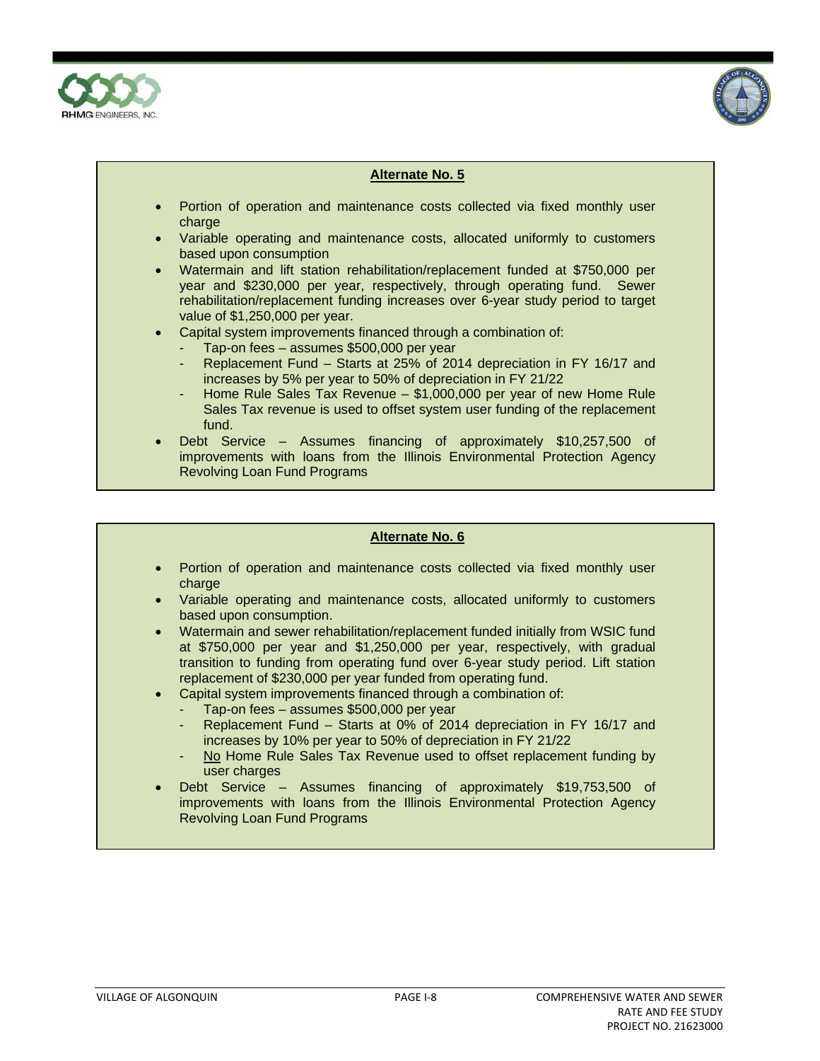**Alternate No. 5**

- Portion of operation and maintenance costs collected via fixed monthly user charge
- Variable operating and maintenance costs, allocated uniformly to customers based upon consumption
- Watermain and lift station rehabilitation/replacement funded at $750,000 per year and $230,000 per year, respectively, through operating fund. Sewer rehabilitation/replacement funding increases over 6-year study period to target value of $1,250,000 per year.
- Capital system improvements financed through a combination of:
  - Tap-on fees – assumes $500,000 per year
  - Replacement Fund – Starts at 25% of 2014 depreciation in FY 16/17 and increases by 5% per year to 50% of depreciation in FY 21/22
  - Home Rule Sales Tax Revenue – $1,000,000 per year of new Home Rule Sales Tax revenue is used to offset system user funding of the replacement fund.
- Debt Service – Assumes financing of approximately $10,257,500 of improvements with loans from the Illinois Environmental Protection Agency Revolving Loan Fund Programs

**Alternate No. 6**

- Portion of operation and maintenance costs collected via fixed monthly user charge
- Variable operating and maintenance costs, allocated uniformly to customers based upon consumption.
- Watermain and sewer rehabilitation/replacement funded initially from WSIC fund at $750,000 per year and $1,250,000 per year, respectively, with gradual transition to funding from operating fund over 6-year study period. Lift station replacement of $230,000 per year funded from operating fund.
- Capital system improvements financed through a combination of:
  - Tap-on fees – assumes $500,000 per year
  - Replacement Fund – Starts at 0% of 2014 depreciation in FY 16/17 and increases by 10% per year to 50% of depreciation in FY 21/22
  - No Home Rule Sales Tax Revenue used to offset replacement funding by user charges
- Debt Service – Assumes financing of approximately $19,753,500 of improvements with loans from the Illinois Environmental Protection Agency Revolving Loan Fund Programs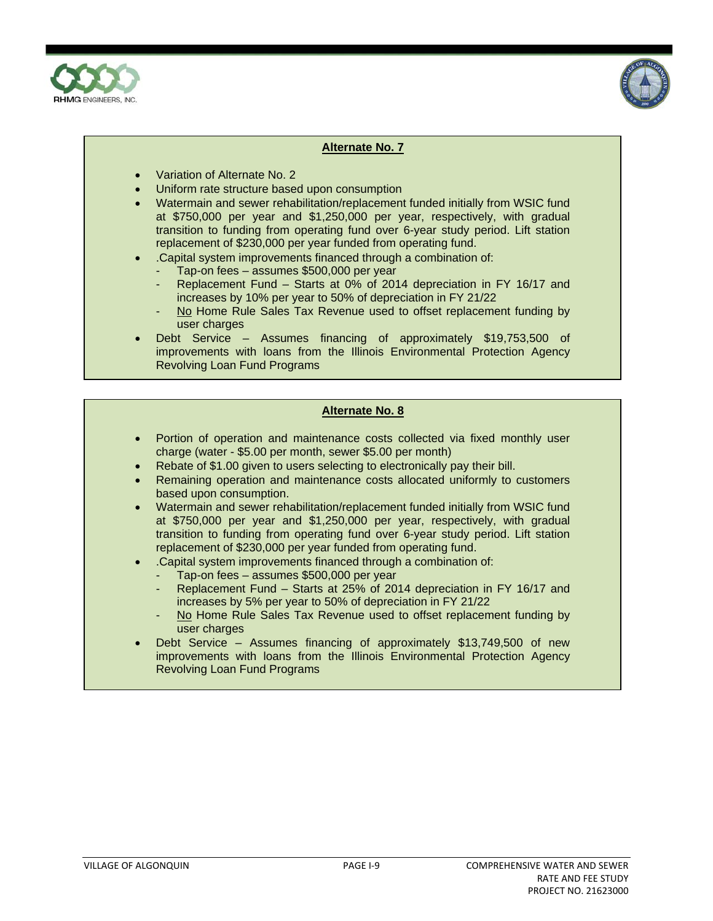### Alternate No. 7

- Variation of Alternate No. 2
- Uniform rate structure based upon consumption
- Watermain and sewer rehabilitation/replacement funded initially from WSIC fund at $750,000 per year and $1,250,000 per year, respectively, with gradual transition to funding from operating fund over 6-year study period. Lift station replacement of $230,000 per year funded from operating fund.
- .Capital system improvements financed through a combination of:
  - Tap-on fees – assumes $500,000 per year
  - Replacement Fund – Starts at 0% of 2014 depreciation in FY 16/17 and increases by 10% per year to 50% of depreciation in FY 21/22
  - No Home Rule Sales Tax Revenue used to offset replacement funding by user charges
- Debt Service – Assumes financing of approximately $19,753,500 of improvements with loans from the Illinois Environmental Protection Agency Revolving Loan Fund Programs

### Alternate No. 8

- Portion of operation and maintenance costs collected via fixed monthly user charge (water - $5.00 per month, sewer $5.00 per month)
- Rebate of $1.00 given to users selecting to electronically pay their bill.
- Remaining operation and maintenance costs allocated uniformly to customers based upon consumption.
- Watermain and sewer rehabilitation/replacement funded initially from WSIC fund at $750,000 per year and $1,250,000 per year, respectively, with gradual transition to funding from operating fund over 6-year study period. Lift station replacement of $230,000 per year funded from operating fund.
- .Capital system improvements financed through a combination of:
  - Tap-on fees – assumes $500,000 per year
  - Replacement Fund – Starts at 25% of 2014 depreciation in FY 16/17 and increases by 5% per year to 50% of depreciation in FY 21/22
  - No Home Rule Sales Tax Revenue used to offset replacement funding by user charges
- Debt Service – Assumes financing of approximately $13,749,500 of new improvements with loans from the Illinois Environmental Protection Agency Revolving Loan Fund Programs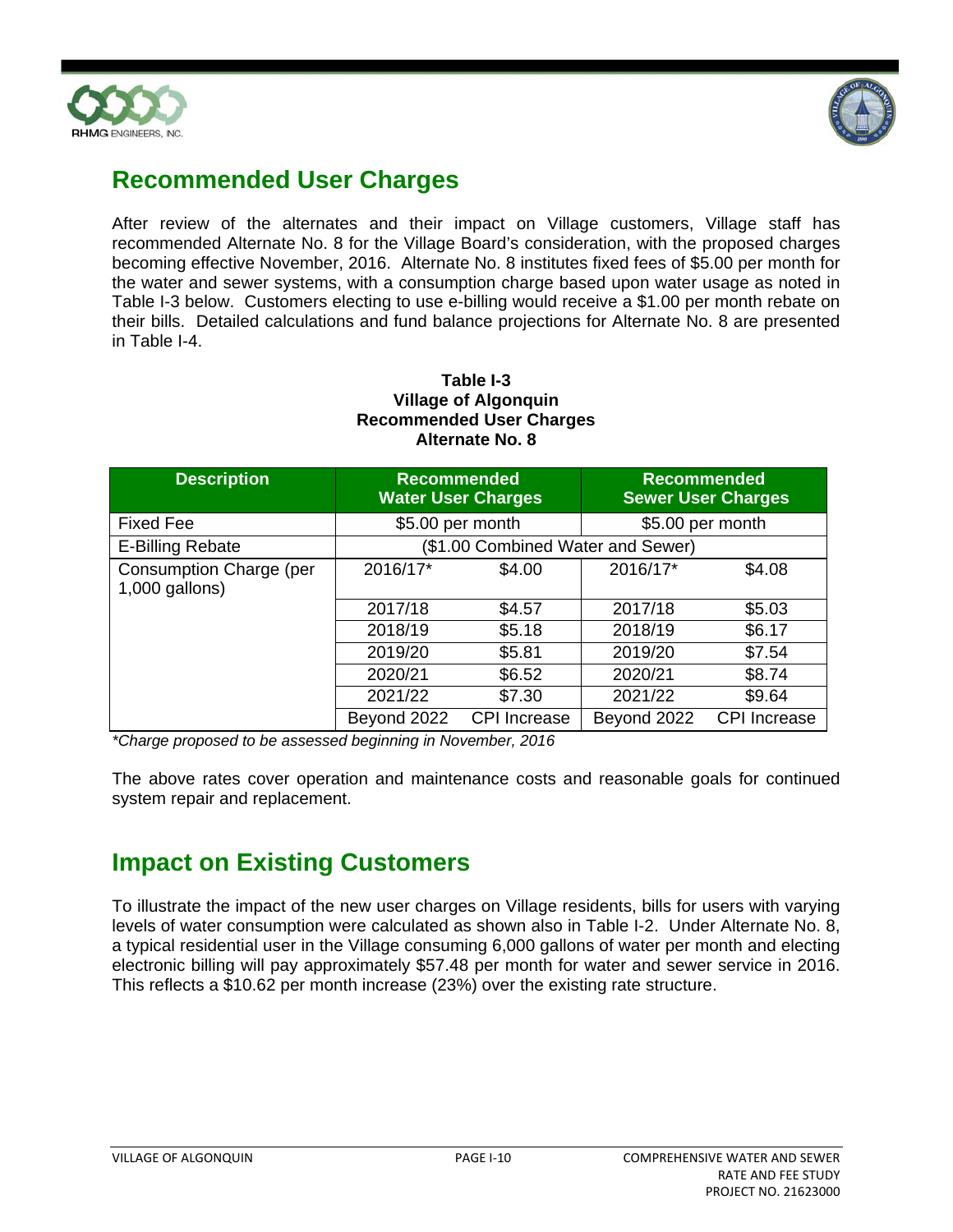## Recommended User Charges

After review of the alternates and their impact on Village customers, Village staff has recommended Alternate No. 8 for the Village Board's consideration, with the proposed charges becoming effective November, 2016. Alternate No. 8 institutes fixed fees of $5.00 per month for the water and sewer systems, with a consumption charge based upon water usage as noted in Table I-3 below. Customers electing to use e-billing would receive a $1.00 per month rebate on their bills. Detailed calculations and fund balance projections for Alternate No. 8 are presented in Table I-4.

**Table I-3**
**Village of Algonquin**
**Recommended User Charges**
**Alternate No. 8**

| Description | Recommended Water User Charges | | Recommended Sewer User Charges | |
|---|---|---|---|---|
| Fixed Fee | $5.00 per month | | $5.00 per month | |
| E-Billing Rebate | ($1.00 Combined Water and Sewer) | | | |
| Consumption Charge (per 1,000 gallons) | 2016/17* | $4.00 | 2016/17* | $4.08 |
| | 2017/18 | $4.57 | 2017/18 | $5.03 |
| | 2018/19 | $5.18 | 2018/19 | $6.17 |
| | 2019/20 | $5.81 | 2019/20 | $7.54 |
| | 2020/21 | $6.52 | 2020/21 | $8.74 |
| | 2021/22 | $7.30 | 2021/22 | $9.64 |
| | Beyond 2022 | CPI Increase | Beyond 2022 | CPI Increase |

*\*Charge proposed to be assessed beginning in November, 2016*

The above rates cover operation and maintenance costs and reasonable goals for continued system repair and replacement.

## Impact on Existing Customers

To illustrate the impact of the new user charges on Village residents, bills for users with varying levels of water consumption were calculated as shown also in Table I-2. Under Alternate No. 8, a typical residential user in the Village consuming 6,000 gallons of water per month and electing electronic billing will pay approximately $57.48 per month for water and sewer service in 2016. This reflects a $10.62 per month increase (23%) over the existing rate structure.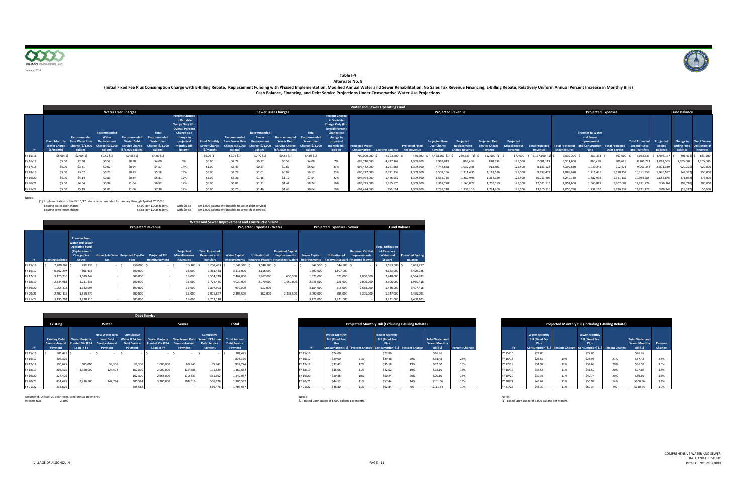January, 2016

# Table I-4

## Alternate No. 8

**(Initial Fixed Fee Plus Consumption Charge with E-Billing Rebate, Replacement Funding with Phased Implementation, Modified Annual Water and Sewer Rehabilitation, No Sales Tax Revenue Financing, E-Billing Rebate, Relatively Uniform Annual Percent Increase in Monthly Bills)**

**Cash Balance, Financing, and Debt Service Projections Under Conservative Water Use Projections**

| FY | Water User Charges: Fixed Monthly Water Charge ($/month) | Recommended Base Water User Charge ($/1,000 gallons) | Recommended Water Replacement Charge ($/1,000 gallons) | Recommended Water Debt Service Charge ($/1,000 gallons) | Total Recommended Water User Charge ($/1,000 gallons) | Percent Change in Variable Charge Only (For Overall Percent Change see change in projected monthly bill below) | Sewer User Charges: Fixed Monthly Sewer Charge ($/month) | Recommended Base Sewer User Charge ($/1,000 gallons) | Recommended Sewer Replacement Charge ($/1,000 gallons) | Recommended Sewer Debt Service Charge ($/1,000 gallons) | Total Recommended Sewer User Charge ($/1,000 gallons) | Percent Change in Variable Charge Only (For Overall Percent Change see change in projected monthly bill below) | Projected Water Consumption | Starting Balance | Projected Fixed Fee Revenue | Projected Base User Charge Revenue | Projected Replacement Charge Revenue | Projected Debt Service Charge Revenue | Projected Miscellaneous Revenue | Total Projected Revenue | Total Projected Expenditures | Transfer to Water and Sewer Improvement and Construction Fund | Total Projected Debt Service | Total Projected Expenditures and Transfers | Projected Ending Balance | Change in Ending Fund Balance | Check Versus Utilization of Reserves |
|---|---|---|---|---|---|---|---|---|---|---|---|---|---|---|---|---|---|---|---|---|---|---|---|---|---|---|---|
| FY 15/16 | $5.00 [1] | $2.90 [1] | $0.52 [1] | $0.58 [1] | $4.00 [1] | | $5.00 [1] | $2.78 [1] | $0.72 [1] | $0.58 [1] | $4.08 [1] | | 700,000,000 | $ 5,393,600 | $ 436,600 | $ 4,428,667 [1] | $ 289,333 [1] | $ 812,000 [1] | $ 170,500 | $ 6,137,100 [1] | $ 5,937,200 | $ 289,333 | $ 807,000 | $ 7,033,533 | $ 4,497,167 | $ (896,433) | $ 661,200 |
| FY 16/17 | $5.00 | $2.90 | $0.52 | $0.58 | $4.00 | 0% | $5.00 | $2.78 | $0.72 | $0.58 | $4.08 | 7% | 698,740,000 | 4,497,167 | 1,309,800 | 3,968,843 | 866,438 | 810,538 | 125,500 | 7,081,119 | 6,611,660 | 866,438 | 808,625 | 8,286,723 | 3,291,563 | (1,205,604) | 1,205,000 |
| FY 17/18 | $5.00 | $3.31 | $0.62 | $0.64 | $4.57 | 14% | $5.00 | $3.49 | $0.87 | $0.67 | $5.03 | 23% | 697,482,000 | 3,291,563 | 1,309,800 | 4,742,878 | 1,039,248 | 913,701 | 125,500 | 8,131,128 | 7,099,630 | 1,039,248 | 912,474 | 9,051,352 | 2,371,339 | (920,225) | 920,000 |
| FY 18/19 | $5.00 | $3.62 | $0.73 | $0.83 | $5.18 | 13% | $5.00 | $4.29 | $1.01 | $0.87 | $6.17 | 23% | 696,227,000 | 2,371,339 | 1,309,800 | 5,507,156 | 1,211,435 | 1,183,586 | 125,500 | 9,337,477 | 7,889,670 | 1,211,435 | 1,180,754 | 10,281,859 | 1,426,957 | (944,382) | 950,000 |
| FY 19/20 | $5.00 | $4.14 | $0.83 | $0.84 | $5.81 | 12% | $5.00 | $5.26 | $1.16 | $1.12 | $7.54 | 22% | 694,974,000 | 1,426,957 | 1,309,800 | 6,532,756 | 1,382,998 | 1,362,149 | 125,500 | 10,713,203 | 8,240,150 | 1,382,998 | 1,361,137 | 10,984,285 | 1,155,875 | (271,082) | 275,000 |
| FY 20/21 | $5.00 | $4.54 | $0.94 | $1.04 | $6.52 | 12% | $5.00 | $6.01 | $1.31 | $1.42 | $8.74 | 16% | 693,723,000 | 1,155,875 | 1,309,800 | 7,318,778 | 1,560,877 | 1,706,559 | 125,500 | 12,021,513 | 8,952,660 | 1,560,877 | 1,707,687 | 12,221,224 | 956,164 | (199,710) | 200,000 |
| FY 21/22 | $5.00 | $5.19 | $1.05 | $1.06 | $7.30 | 12% | $5.00 | $6.75 | $1.46 | $1.43 | $9.64 | 10% | 692,474,000 | 956,164 | 1,309,800 | 8,268,140 | 1,738,110 | 1,724,260 | 125,500 | 13,165,810 | 9,756,780 | 1,738,110 | 1,726,237 | 13,221,127 | 900,848 | (55,317) | 50,000 |

Notes:

[1] Implementation of the FY 16/17 rate is recommended for January through April of FY 15/16.

Existing water user charge: $4.00 per 1,000 gallons with $0.58 per 1,000 gallons attributable to water debt service)

Existing sewer user charge: $3.81 per 1,000 gallons with $0.58 per 1,000 gallons attributable to sewer debt service)

**Water and Sewer Improvement and Construction Fund**

| FY | Starting Balance | Transfer from Water and Sewer Operating Fund (Replacement Charge) See Above | Home Rule Sales Tax | Projected Tap-On Fees | Projected TIF Reimbursement | Projected Miscellaneous Revenues | Total Projected Revenues and Transfers | Water Capital Improvements | Utilization of Reserves (Water) | Required Capital Improvements Financing (Water) | Sewer Capital Improvements | Utilization of Reserves (Sewer) | Required Capital Improvements Financing (Sewer) | Total Utilization of Reserves (Water and Sewer) | Projected Ending Balance |
|---|---|---|---|---|---|---|---|---|---|---|---|---|---|---|---|
| FY 15/16 | $ 7,200,864 | $ 289,333 | $ - | $ 750,000 | $ - | $ 15,100 | $ 1,054,433 | $ 1,048,500 | $ 1,048,500 | $ - | $ 544,500 | $ 544,500 | $ - | $ 1,593,000 | $ 6,662,297 |
| FY 16/17 | 6,662,297 | 866,438 | - | 500,000 | - | 15,000 | 1,381,438 | 3,116,000 | 3,116,000 | - | 1,507,000 | 1,507,000 | - | 4,623,000 | 3,420,735 |
| FY 17/18 | 3,420,735 | 1,039,248 | - | 500,000 | - | 15,000 | 1,554,248 | 2,467,000 | 1,867,000 | 600,000 | 1,573,000 | 573,000 | 1,000,000 | 2,440,000 | 2,534,983 |
| FY 18/19 | 2,534,983 | 1,211,435 | - | 500,000 | - | 15,000 | 1,726,435 | 4,020,000 | 2,070,000 | 1,950,000 | 2,236,000 | 236,000 | 2,000,000 | 2,306,000 | 1,955,418 |
| FY 19/20 | 1,955,418 | 1,382,998 | - | 500,000 | - | 15,000 | 1,897,998 | 930,000 | 930,000 | - | 3,184,000 | 516,000 | 2,668,000 | 1,446,000 | 2,407,416 |
| FY 20/21 | 2,407,416 | 1,560,877 | - | 500,000 | - | 15,000 | 2,075,877 | 2,398,500 | 162,000 | 2,236,500 | 4,090,000 | 885,000 | 3,205,000 | 1,047,000 | 3,436,293 |
| FY 21/22 | 3,436,293 | 1,738,110 | - | 500,000 | - | 15,000 | 2,253,110 | - | - | - | 3,221,000 | 3,221,000 | - | 3,221,000 | 2,468,403 |

**Debt Service**

| FY | Existing: Existing Debt Service Annual Payment | Water: Water Projects Funded Via IEPA Loan in FY | New Water IEPA Loan Debt Service Annual Payment | Cumulative Water IEPA Loan Debt Service Payment | Sewer: Sewer Projects Funded Via IEPA Loan in FY | New Sewer Debt Service Annual Payment | Cumulative Sewer IEPA Loan Debt Service Payment | Total: Total Annual Debt Service Payment |
|---|---|---|---|---|---|---|---|---|
| FY 15/16 | $ 801,425 | $ - | $ - | $ - | $ - | $ - | $ - | $ 801,425 |
| FY 16/17 | 804,325 | - | - | - | - | - | - | 804,325 |
| FY 17/18 | 806,625 | 600,000 | 38,306 | 38,306 | 1,000,000 | 63,843 | 63,843 | 908,774 |
| FY 18/19 | 808,325 | 1,950,000 | 124,494 | 162,800 | 2,000,000 | 127,686 | 191,529 | 1,162,654 |
| FY 19/20 | 824,425 | - | - | 162,800 | 2,668,000 | 170,333 | 361,862 | 1,349,087 |
| FY 20/21 | 834,475 | 2,236,500 | 142,784 | 305,584 | 3,205,000 | 204,616 | 566,478 | 1,706,537 |
| FY 21/22 | 833,625 | - | - | 305,584 | - | - | 566,478 | 1,705,687 |

Assumes IEPA loan, 20 year term, semi-annual payments.

Interest rate: 2.50%

**Projected Monthly Bill (Excluding E-Billing Rebate)**

| FY | Water Monthly Bill (Fixed Fee Plus Consumption) [1] | Percent Change | Sewer Monthly Bill (Fixed Fee Plus Consumption) [1] | Percent Change | Total Water and Sewer Monthly Bill [1] | Percent Change |
|---|---|---|---|---|---|---|
| FY 15/16 | $24.00 | | $22.86 | | $46.86 | |
| FY 16/17 | $29.00 | 21% | $29.48 | 29% | $58.48 | 25% |
| FY 17/18 | $32.42 | 12% | $35.18 | 19% | $67.60 | 16% |
| FY 18/19 | $36.08 | 11% | $42.02 | 19% | $78.10 | 16% |
| FY 19/20 | $39.86 | 10% | $50.24 | 20% | $90.10 | 15% |
| FY 20/21 | $44.12 | 11% | $57.44 | 14% | $101.56 | 13% |
| FY 21/22 | $48.80 | 11% | $62.84 | 9% | $111.64 | 10% |

Notes:

[1] Based upon usage of 6,000 gallons per month.

**Projected Monthly Bill (Including E-Billing Rebate)**

| FY | Water Monthly Bill (Fixed Fee Plus Consumption) [1] | Percent Change | Sewer Monthly Bill (Fixed Fee Plus Consumption) [1] | Percent Change | Total Water and Sewer Monthly Bill [1] | Percent Change |
|---|---|---|---|---|---|---|
| FY 15/16 | $24.00 | | $22.86 | | $46.86 | |
| FY 16/17 | $28.50 | 19% | $28.98 | 27% | $57.48 | 23% |
| FY 17/18 | $31.92 | 12% | $34.68 | 20% | $66.60 | 16% |
| FY 18/19 | $35.58 | 11% | $41.52 | 20% | $77.10 | 16% |
| FY 19/20 | $39.36 | 11% | $49.74 | 20% | $89.10 | 16% |
| FY 20/21 | $43.62 | 11% | $56.94 | 14% | $100.56 | 13% |
| FY 21/22 | $48.30 | 11% | $62.34 | 9% | $110.64 | 10% |

Notes:

[1] Based upon usage of 6,000 gallons per month.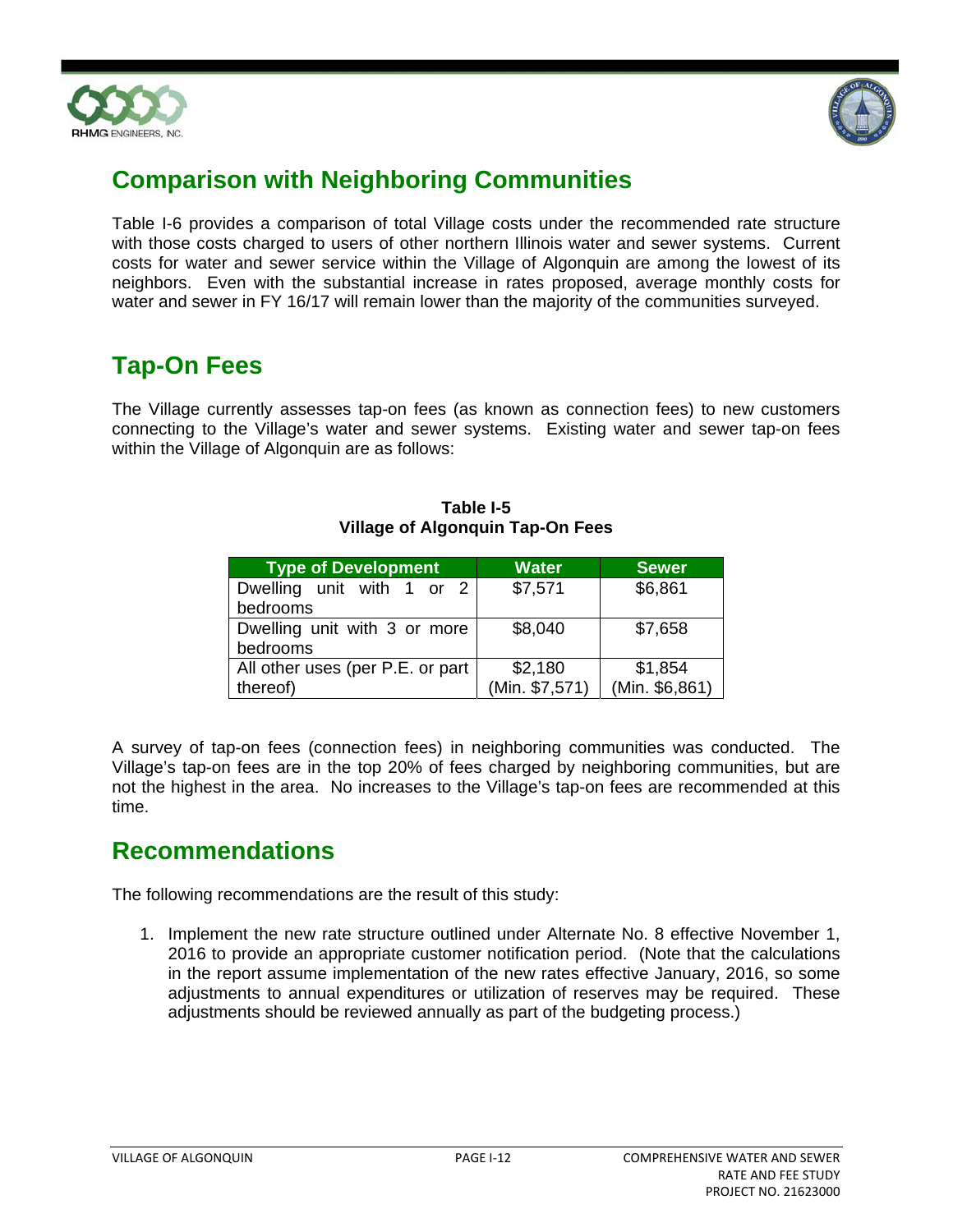## Comparison with Neighboring Communities

Table I-6 provides a comparison of total Village costs under the recommended rate structure with those costs charged to users of other northern Illinois water and sewer systems. Current costs for water and sewer service within the Village of Algonquin are among the lowest of its neighbors. Even with the substantial increase in rates proposed, average monthly costs for water and sewer in FY 16/17 will remain lower than the majority of the communities surveyed.

## Tap-On Fees

The Village currently assesses tap-on fees (as known as connection fees) to new customers connecting to the Village's water and sewer systems. Existing water and sewer tap-on fees within the Village of Algonquin are as follows:

**Table I-5**
**Village of Algonquin Tap-On Fees**

| Type of Development | Water | Sewer |
|---|---|---|
| Dwelling unit with 1 or 2 bedrooms | $7,571 | $6,861 |
| Dwelling unit with 3 or more bedrooms | $8,040 | $7,658 |
| All other uses (per P.E. or part thereof) | $2,180 (Min. $7,571) | $1,854 (Min. $6,861) |

A survey of tap-on fees (connection fees) in neighboring communities was conducted. The Village's tap-on fees are in the top 20% of fees charged by neighboring communities, but are not the highest in the area. No increases to the Village's tap-on fees are recommended at this time.

## Recommendations

The following recommendations are the result of this study:

1. Implement the new rate structure outlined under Alternate No. 8 effective November 1, 2016 to provide an appropriate customer notification period. (Note that the calculations in the report assume implementation of the new rates effective January, 2016, so some adjustments to annual expenditures or utilization of reserves may be required. These adjustments should be reviewed annually as part of the budgeting process.)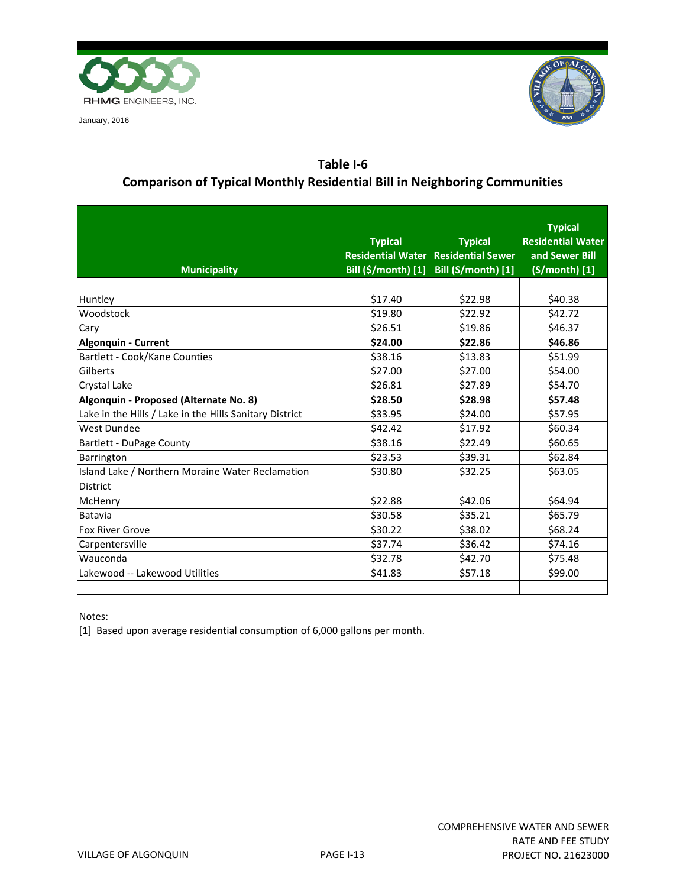## Table I-6

## Comparison of Typical Monthly Residential Bill in Neighboring Communities

| Municipality | Typical Residential Water Bill ($/month) [1] | Typical Residential Sewer Bill ($/month) [1] | Typical Residential Water and Sewer Bill ($/month) [1] |
|---|---|---|---|
| Huntley | $17.40 | $22.98 | $40.38 |
| Woodstock | $19.80 | $22.92 | $42.72 |
| Cary | $26.51 | $19.86 | $46.37 |
| **Algonquin - Current** | **$24.00** | **$22.86** | **$46.86** |
| Bartlett - Cook/Kane Counties | $38.16 | $13.83 | $51.99 |
| Gilberts | $27.00 | $27.00 | $54.00 |
| Crystal Lake | $26.81 | $27.89 | $54.70 |
| **Algonquin - Proposed (Alternate No. 8)** | **$28.50** | **$28.98** | **$57.48** |
| Lake in the Hills / Lake in the Hills Sanitary District | $33.95 | $24.00 | $57.95 |
| West Dundee | $42.42 | $17.92 | $60.34 |
| Bartlett - DuPage County | $38.16 | $22.49 | $60.65 |
| Barrington | $23.53 | $39.31 | $62.84 |
| Island Lake / Northern Moraine Water Reclamation District | $30.80 | $32.25 | $63.05 |
| McHenry | $22.88 | $42.06 | $64.94 |
| Batavia | $30.58 | $35.21 | $65.79 |
| Fox River Grove | $30.22 | $38.02 | $68.24 |
| Carpentersville | $37.74 | $36.42 | $74.16 |
| Wauconda | $32.78 | $42.70 | $75.48 |
| Lakewood -- Lakewood Utilities | $41.83 | $57.18 | $99.00 |

Notes:

[1] Based upon average residential consumption of 6,000 gallons per month.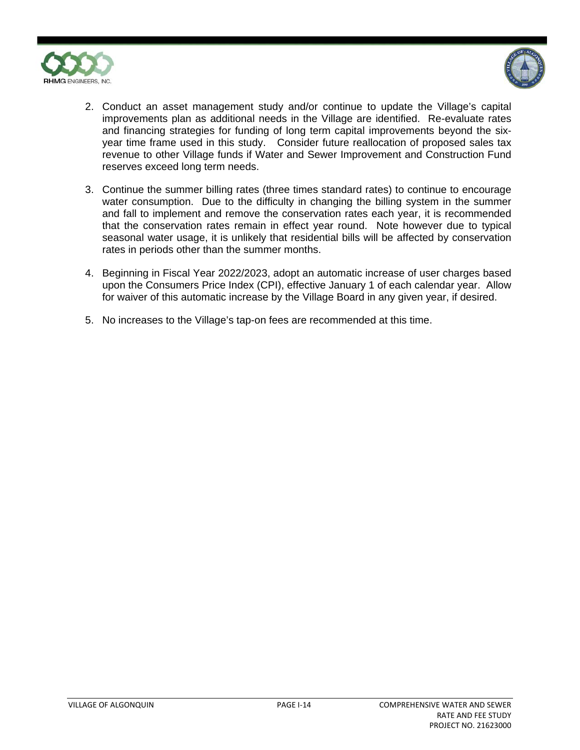2. Conduct an asset management study and/or continue to update the Village's capital improvements plan as additional needs in the Village are identified. Re-evaluate rates and financing strategies for funding of long term capital improvements beyond the six-year time frame used in this study. Consider future reallocation of proposed sales tax revenue to other Village funds if Water and Sewer Improvement and Construction Fund reserves exceed long term needs.

3. Continue the summer billing rates (three times standard rates) to continue to encourage water consumption. Due to the difficulty in changing the billing system in the summer and fall to implement and remove the conservation rates each year, it is recommended that the conservation rates remain in effect year round. Note however due to typical seasonal water usage, it is unlikely that residential bills will be affected by conservation rates in periods other than the summer months.

4. Beginning in Fiscal Year 2022/2023, adopt an automatic increase of user charges based upon the Consumers Price Index (CPI), effective January 1 of each calendar year. Allow for waiver of this automatic increase by the Village Board in any given year, if desired.

5. No increases to the Village's tap-on fees are recommended at this time.